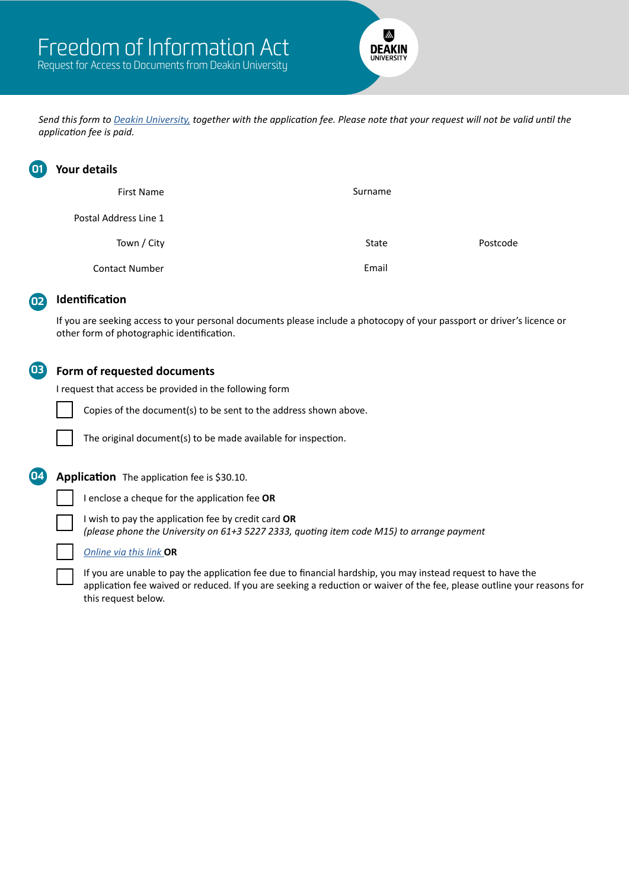# Freedom of Information Act

Request for Access to Documents from Deakin University

*Send this form to Deakin University, together with the application fee. Please note that your request will not be valid until the application fee is paid.*

## 01 Your details

First Name

Surname

Postal Address Line 1

Town / City

State

Postcode

Contact Number

Email

## 02 Identification

If you are seeking access to your personal documents please include a photocopy of your passport or driver's licence or other form of photographic identification.

## 03 Form of requested documents

I request that access be provided in the following form

- [ ] Copies of the document(s) to be sent to the address shown above.
- [ ] The original document(s) to be made available for inspection.

## 04 Application

The application fee is $30.10.

- [ ] I enclose a cheque for the application fee **OR**
- [ ] I wish to pay the application fee by credit card **OR**
  *(please phone the University on 61+3 5227 2333, quoting item code M15) to arrange payment*
- [ ] *Online via this link* **OR**
- [ ] If you are unable to pay the application fee due to financial hardship, you may instead request to have the application fee waived or reduced. If you are seeking a reduction or waiver of the fee, please outline your reasons for this request below.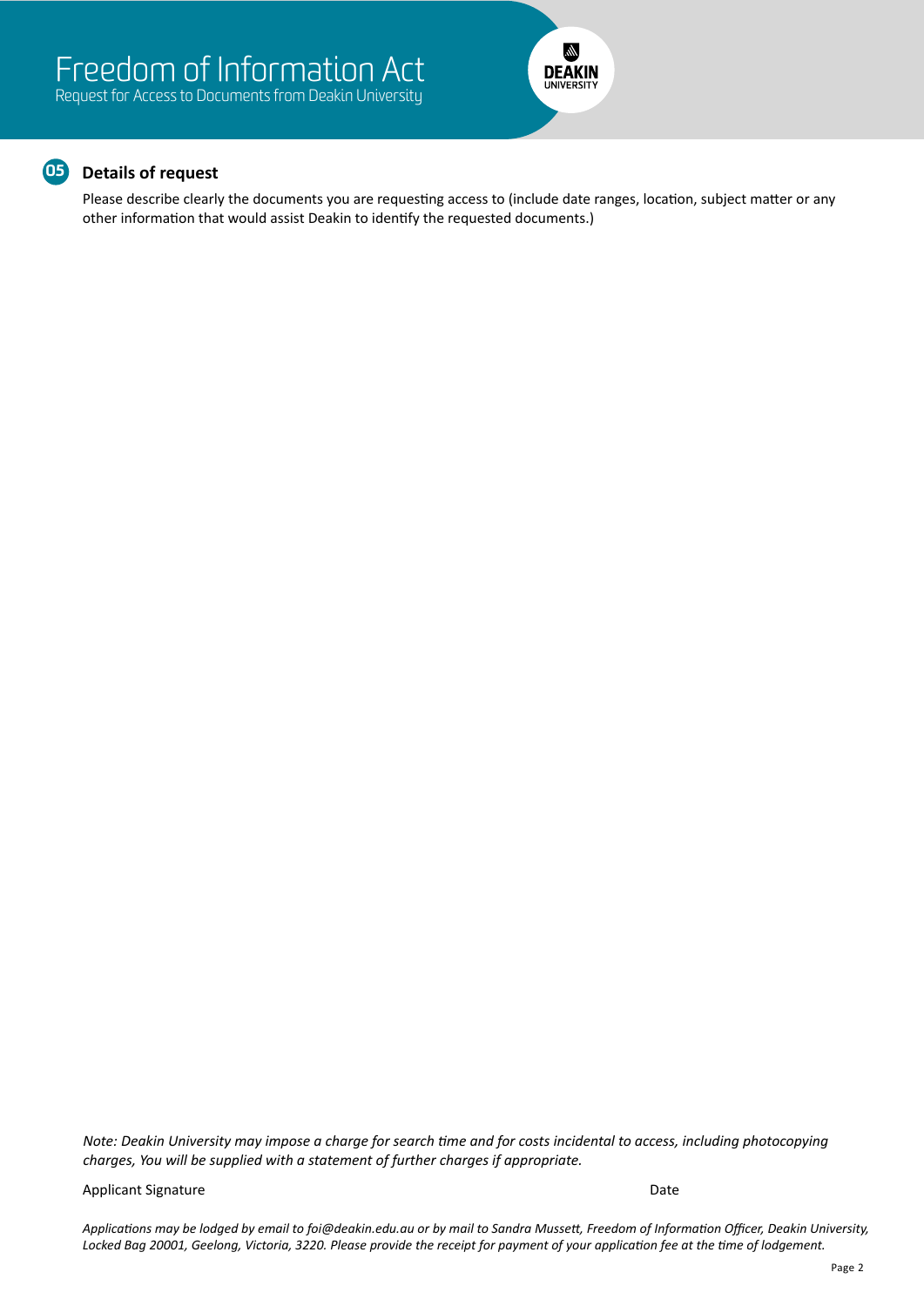# Freedom of Information Act

Request for Access to Documents from Deakin University

## 05 Details of request

Please describe clearly the documents you are requesting access to (include date ranges, location, subject matter or any other information that would assist Deakin to identify the requested documents.)

*Note: Deakin University may impose a charge for search time and for costs incidental to access, including photocopying charges, You will be supplied with a statement of further charges if appropriate.*

Applicant Signature

Date

*Applications may be lodged by email to foi@deakin.edu.au or by mail to Sandra Mussett, Freedom of Information Officer, Deakin University, Locked Bag 20001, Geelong, Victoria, 3220. Please provide the receipt for payment of your application fee at the time of lodgement.*